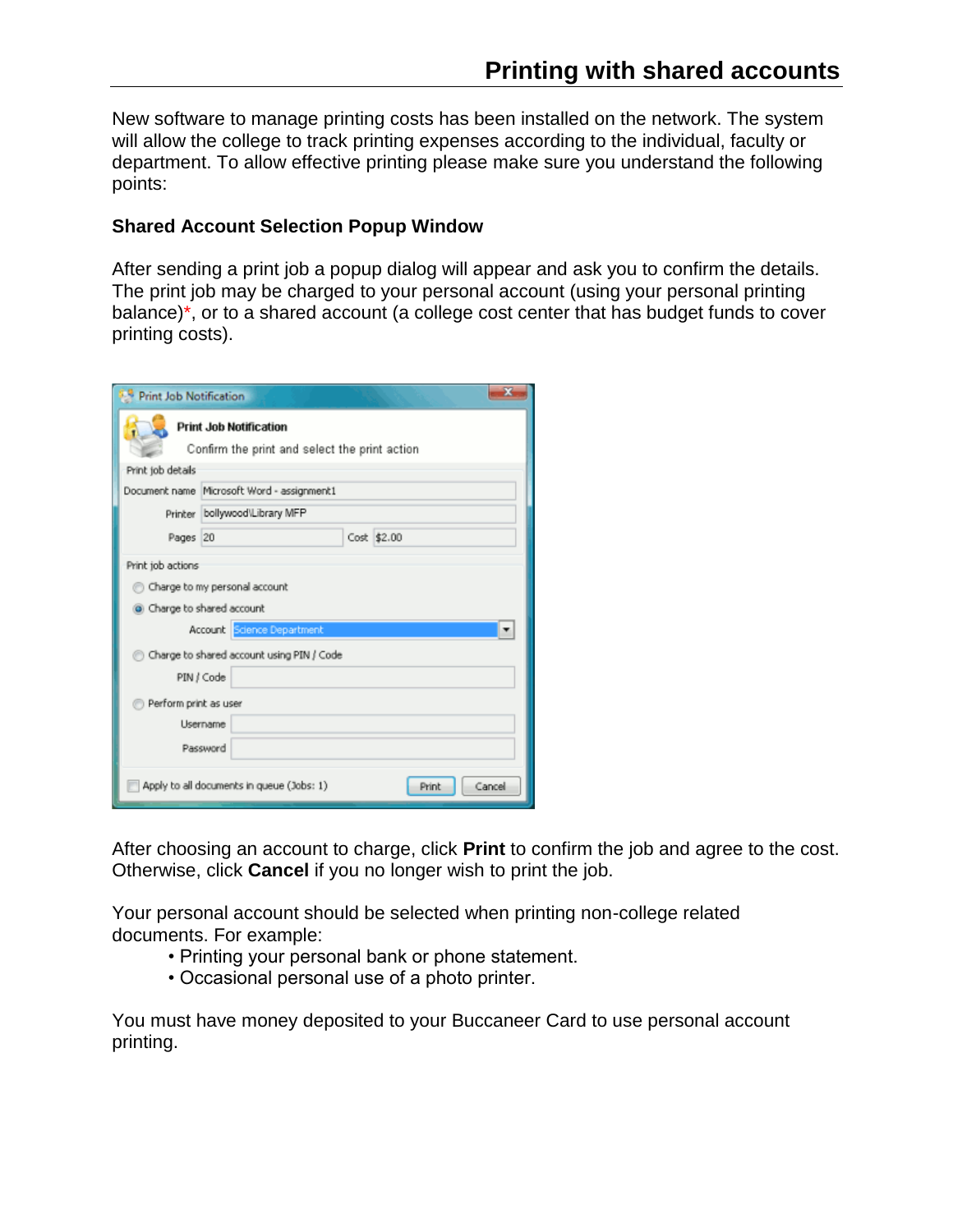# Printing with shared accounts

New software to manage printing costs has been installed on the network. The system will allow the college to track printing expenses according to the individual, faculty or department. To allow effective printing please make sure you understand the following points:

### Shared Account Selection Popup Window

After sending a print job a popup dialog will appear and ask you to confirm the details. The print job may be charged to your personal account (using your personal printing balance)*, or to a shared account (a college cost center that has budget funds to cover printing costs).

After choosing an account to charge, click **Print** to confirm the job and agree to the cost. Otherwise, click **Cancel** if you no longer wish to print the job.

Your personal account should be selected when printing non-college related documents. For example:

- Printing your personal bank or phone statement.
- Occasional personal use of a photo printer.

You must have money deposited to your Buccaneer Card to use personal account printing.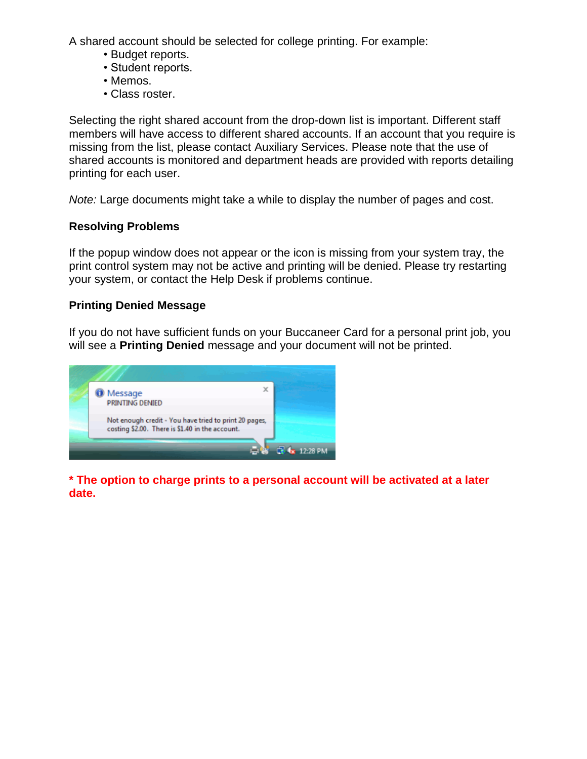A shared account should be selected for college printing. For example:

- Budget reports.
- Student reports.
- Memos.
- Class roster.

Selecting the right shared account from the drop-down list is important. Different staff members will have access to different shared accounts. If an account that you require is missing from the list, please contact Auxiliary Services. Please note that the use of shared accounts is monitored and department heads are provided with reports detailing printing for each user.

*Note:* Large documents might take a while to display the number of pages and cost.

### Resolving Problems

If the popup window does not appear or the icon is missing from your system tray, the print control system may not be active and printing will be denied. Please try restarting your system, or contact the Help Desk if problems continue.

### Printing Denied Message

If you do not have sufficient funds on your Buccaneer Card for a personal print job, you will see a **Printing Denied** message and your document will not be printed.

**\* The option to charge prints to a personal account will be activated at a later date.**